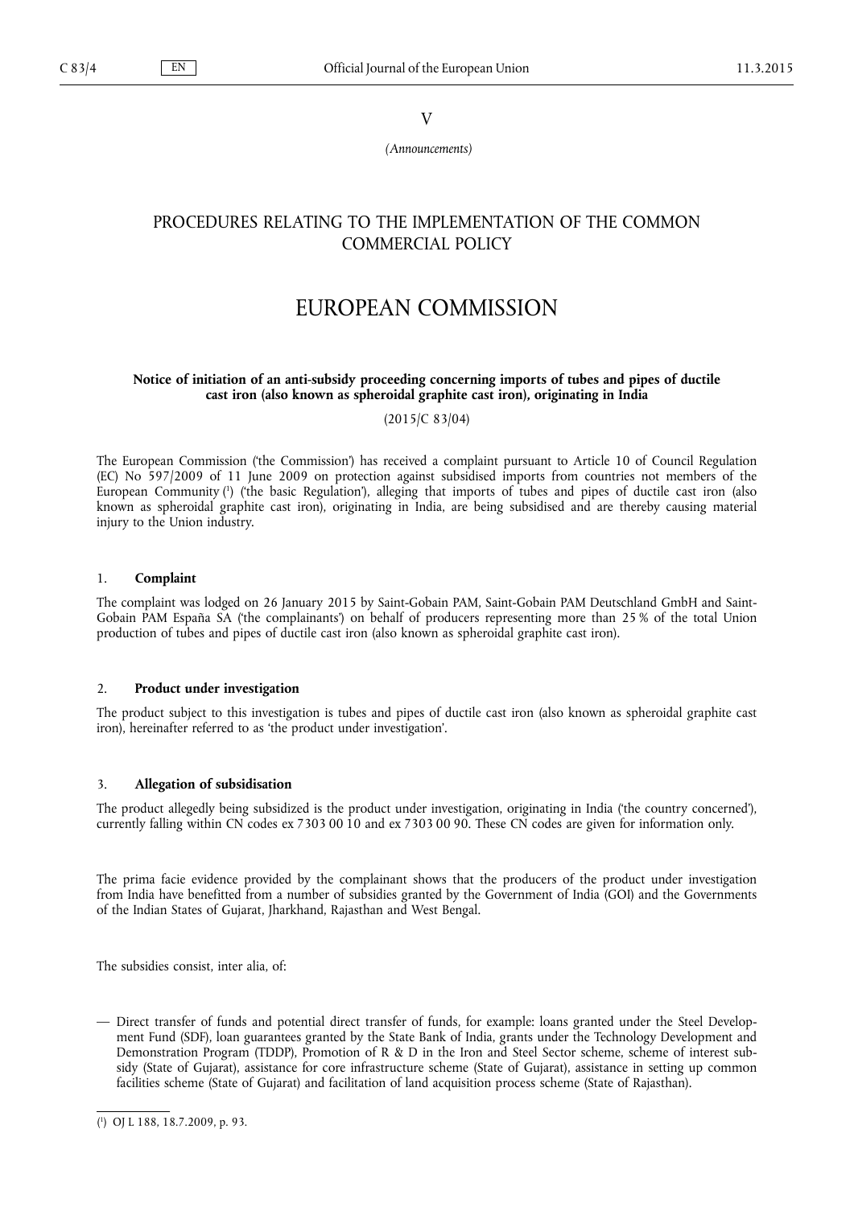V

*(Announcements)*

## PROCEDURES RELATING TO THE IMPLEMENTATION OF THE COMMON COMMERCIAL POLICY

# EUROPEAN COMMISSION

**Notice of initiation of an anti-subsidy proceeding concerning imports of tubes and pipes of ductile cast iron (also known as spheroidal graphite cast iron), originating in India**

(2015/C 83/04)

The European Commission ('the Commission') has received a complaint pursuant to Article 10 of Council Regulation (EC) No 597/2009 of 11 June 2009 on protection against subsidised imports from countries not members of the European Community [1] ('the basic Regulation'), alleging that imports of tubes and pipes of ductile cast iron (also known as spheroidal graphite cast iron), originating in India, are being subsidised and are thereby causing material injury to the Union industry.

### 1. **Complaint**

The complaint was lodged on 26 January 2015 by Saint-Gobain PAM, Saint-Gobain PAM Deutschland GmbH and Saint-Gobain PAM España SA ('the complainants') on behalf of producers representing more than 25 % of the total Union production of tubes and pipes of ductile cast iron (also known as spheroidal graphite cast iron).

### 2. **Product under investigation**

The product subject to this investigation is tubes and pipes of ductile cast iron (also known as spheroidal graphite cast iron), hereinafter referred to as 'the product under investigation'.

### 3. **Allegation of subsidisation**

The product allegedly being subsidized is the product under investigation, originating in India ('the country concerned'), currently falling within CN codes ex 7303 00 10 and ex 7303 00 90. These CN codes are given for information only.

The prima facie evidence provided by the complainant shows that the producers of the product under investigation from India have benefitted from a number of subsidies granted by the Government of India (GOI) and the Governments of the Indian States of Gujarat, Jharkhand, Rajasthan and West Bengal.

The subsidies consist, inter alia, of:

— Direct transfer of funds and potential direct transfer of funds, for example: loans granted under the Steel Development Fund (SDF), loan guarantees granted by the State Bank of India, grants under the Technology Development and Demonstration Program (TDDP), Promotion of R & D in the Iron and Steel Sector scheme, scheme of interest subsidy (State of Gujarat), assistance for core infrastructure scheme (State of Gujarat), assistance in setting up common facilities scheme (State of Gujarat) and facilitation of land acquisition process scheme (State of Rajasthan).

[1] OJ L 188, 18.7.2009, p. 93.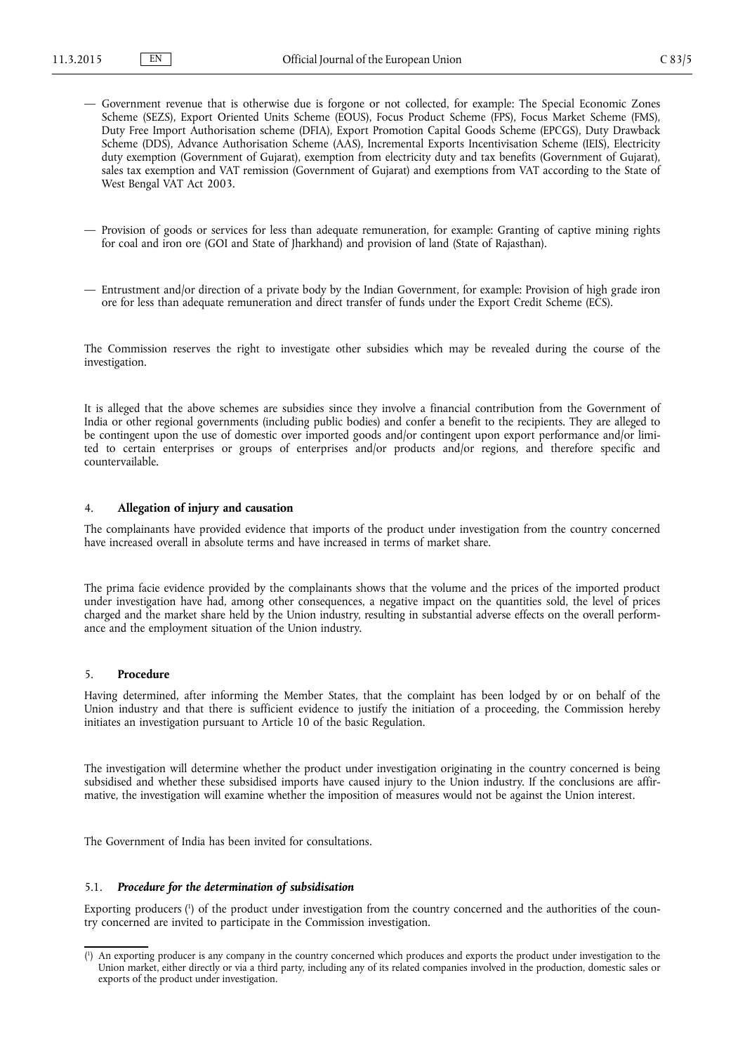— Government revenue that is otherwise due is forgone or not collected, for example: The Special Economic Zones Scheme (SEZS), Export Oriented Units Scheme (EOUS), Focus Product Scheme (FPS), Focus Market Scheme (FMS), Duty Free Import Authorisation scheme (DFIA), Export Promotion Capital Goods Scheme (EPCGS), Duty Drawback Scheme (DDS), Advance Authorisation Scheme (AAS), Incremental Exports Incentivisation Scheme (IEIS), Electricity duty exemption (Government of Gujarat), exemption from electricity duty and tax benefits (Government of Gujarat), sales tax exemption and VAT remission (Government of Gujarat) and exemptions from VAT according to the State of West Bengal VAT Act 2003.

— Provision of goods or services for less than adequate remuneration, for example: Granting of captive mining rights for coal and iron ore (GOI and State of Jharkhand) and provision of land (State of Rajasthan).

— Entrustment and/or direction of a private body by the Indian Government, for example: Provision of high grade iron ore for less than adequate remuneration and direct transfer of funds under the Export Credit Scheme (ECS).

The Commission reserves the right to investigate other subsidies which may be revealed during the course of the investigation.

It is alleged that the above schemes are subsidies since they involve a financial contribution from the Government of India or other regional governments (including public bodies) and confer a benefit to the recipients. They are alleged to be contingent upon the use of domestic over imported goods and/or contingent upon export performance and/or limited to certain enterprises or groups of enterprises and/or products and/or regions, and therefore specific and countervailable.

## 4. **Allegation of injury and causation**

The complainants have provided evidence that imports of the product under investigation from the country concerned have increased overall in absolute terms and have increased in terms of market share.

The prima facie evidence provided by the complainants shows that the volume and the prices of the imported product under investigation have had, among other consequences, a negative impact on the quantities sold, the level of prices charged and the market share held by the Union industry, resulting in substantial adverse effects on the overall performance and the employment situation of the Union industry.

## 5. **Procedure**

Having determined, after informing the Member States, that the complaint has been lodged by or on behalf of the Union industry and that there is sufficient evidence to justify the initiation of a proceeding, the Commission hereby initiates an investigation pursuant to Article 10 of the basic Regulation.

The investigation will determine whether the product under investigation originating in the country concerned is being subsidised and whether these subsidised imports have caused injury to the Union industry. If the conclusions are affirmative, the investigation will examine whether the imposition of measures would not be against the Union interest.

The Government of India has been invited for consultations.

### 5.1. ***Procedure for the determination of subsidisation***

Exporting producers [1] of the product under investigation from the country concerned and the authorities of the country concerned are invited to participate in the Commission investigation.

[1] An exporting producer is any company in the country concerned which produces and exports the product under investigation to the Union market, either directly or via a third party, including any of its related companies involved in the production, domestic sales or exports of the product under investigation.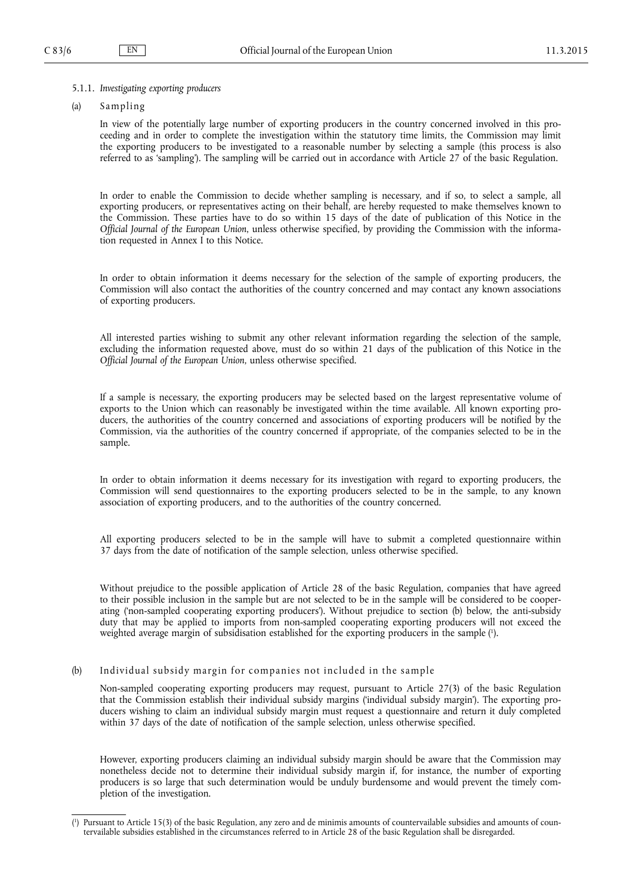#### 5.1.1. *Investigating exporting producers*

(a) Sampling

In view of the potentially large number of exporting producers in the country concerned involved in this proceeding and in order to complete the investigation within the statutory time limits, the Commission may limit the exporting producers to be investigated to a reasonable number by selecting a sample (this process is also referred to as 'sampling'). The sampling will be carried out in accordance with Article 27 of the basic Regulation.

In order to enable the Commission to decide whether sampling is necessary, and if so, to select a sample, all exporting producers, or representatives acting on their behalf, are hereby requested to make themselves known to the Commission. These parties have to do so within 15 days of the date of publication of this Notice in the *Official Journal of the European Union*, unless otherwise specified, by providing the Commission with the information requested in Annex I to this Notice.

In order to obtain information it deems necessary for the selection of the sample of exporting producers, the Commission will also contact the authorities of the country concerned and may contact any known associations of exporting producers.

All interested parties wishing to submit any other relevant information regarding the selection of the sample, excluding the information requested above, must do so within 21 days of the publication of this Notice in the *Official Journal of the European Union*, unless otherwise specified.

If a sample is necessary, the exporting producers may be selected based on the largest representative volume of exports to the Union which can reasonably be investigated within the time available. All known exporting producers, the authorities of the country concerned and associations of exporting producers will be notified by the Commission, via the authorities of the country concerned if appropriate, of the companies selected to be in the sample.

In order to obtain information it deems necessary for its investigation with regard to exporting producers, the Commission will send questionnaires to the exporting producers selected to be in the sample, to any known association of exporting producers, and to the authorities of the country concerned.

All exporting producers selected to be in the sample will have to submit a completed questionnaire within 37 days from the date of notification of the sample selection, unless otherwise specified.

Without prejudice to the possible application of Article 28 of the basic Regulation, companies that have agreed to their possible inclusion in the sample but are not selected to be in the sample will be considered to be cooperating ('non-sampled cooperating exporting producers'). Without prejudice to section (b) below, the anti-subsidy duty that may be applied to imports from non-sampled cooperating exporting producers will not exceed the weighted average margin of subsidisation established for the exporting producers in the sample [1].

(b) Individual subsidy margin for companies not included in the sample

Non-sampled cooperating exporting producers may request, pursuant to Article 27(3) of the basic Regulation that the Commission establish their individual subsidy margins ('individual subsidy margin'). The exporting producers wishing to claim an individual subsidy margin must request a questionnaire and return it duly completed within 37 days of the date of notification of the sample selection, unless otherwise specified.

However, exporting producers claiming an individual subsidy margin should be aware that the Commission may nonetheless decide not to determine their individual subsidy margin if, for instance, the number of exporting producers is so large that such determination would be unduly burdensome and would prevent the timely completion of the investigation.

---

[1] Pursuant to Article 15(3) of the basic Regulation, any zero and de minimis amounts of countervailable subsidies and amounts of countervailable subsidies established in the circumstances referred to in Article 28 of the basic Regulation shall be disregarded.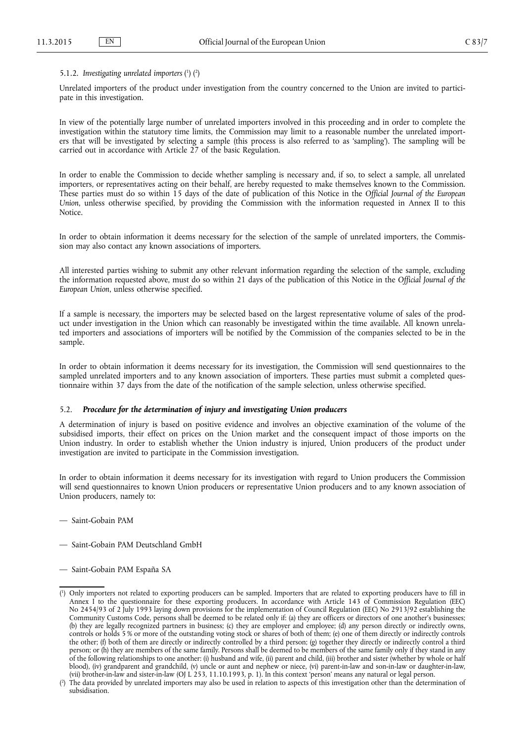#### 5.1.2. *Investigating unrelated importers* [1] [2]

Unrelated importers of the product under investigation from the country concerned to the Union are invited to participate in this investigation.

In view of the potentially large number of unrelated importers involved in this proceeding and in order to complete the investigation within the statutory time limits, the Commission may limit to a reasonable number the unrelated importers that will be investigated by selecting a sample (this process is also referred to as 'sampling'). The sampling will be carried out in accordance with Article 27 of the basic Regulation.

In order to enable the Commission to decide whether sampling is necessary and, if so, to select a sample, all unrelated importers, or representatives acting on their behalf, are hereby requested to make themselves known to the Commission. These parties must do so within 15 days of the date of publication of this Notice in the *Official Journal of the European Union*, unless otherwise specified, by providing the Commission with the information requested in Annex II to this Notice.

In order to obtain information it deems necessary for the selection of the sample of unrelated importers, the Commission may also contact any known associations of importers.

All interested parties wishing to submit any other relevant information regarding the selection of the sample, excluding the information requested above, must do so within 21 days of the publication of this Notice in the *Official Journal of the European Union*, unless otherwise specified.

If a sample is necessary, the importers may be selected based on the largest representative volume of sales of the product under investigation in the Union which can reasonably be investigated within the time available. All known unrelated importers and associations of importers will be notified by the Commission of the companies selected to be in the sample.

In order to obtain information it deems necessary for its investigation, the Commission will send questionnaires to the sampled unrelated importers and to any known association of importers. These parties must submit a completed questionnaire within 37 days from the date of the notification of the sample selection, unless otherwise specified.

### 5.2. ***Procedure for the determination of injury and investigating Union producers***

A determination of injury is based on positive evidence and involves an objective examination of the volume of the subsidised imports, their effect on prices on the Union market and the consequent impact of those imports on the Union industry. In order to establish whether the Union industry is injured, Union producers of the product under investigation are invited to participate in the Commission investigation.

In order to obtain information it deems necessary for its investigation with regard to Union producers the Commission will send questionnaires to known Union producers or representative Union producers and to any known association of Union producers, namely to:

- Saint-Gobain PAM
- Saint-Gobain PAM Deutschland GmbH
- Saint-Gobain PAM España SA

---

[1] Only importers not related to exporting producers can be sampled. Importers that are related to exporting producers have to fill in Annex I to the questionnaire for these exporting producers. In accordance with Article 143 of Commission Regulation (EEC) No 2454/93 of 2 July 1993 laying down provisions for the implementation of Council Regulation (EEC) No 2913/92 establishing the Community Customs Code, persons shall be deemed to be related only if: (a) they are officers or directors of one another's businesses; (b) they are legally recognized partners in business; (c) they are employer and employee; (d) any person directly or indirectly owns, controls or holds 5 % or more of the outstanding voting stock or shares of both of them; (e) one of them directly or indirectly controls the other; (f) both of them are directly or indirectly controlled by a third person; (g) together they directly or indirectly control a third person; or (h) they are members of the same family. Persons shall be deemed to be members of the same family only if they stand in any of the following relationships to one another: (i) husband and wife, (ii) parent and child, (iii) brother and sister (whether by whole or half blood), (iv) grandparent and grandchild, (v) uncle or aunt and nephew or niece, (vi) parent-in-law and son-in-law or daughter-in-law, (vii) brother-in-law and sister-in-law (OJ L 253, 11.10.1993, p. 1). In this context 'person' means any natural or legal person.

[2] The data provided by unrelated importers may also be used in relation to aspects of this investigation other than the determination of subsidisation.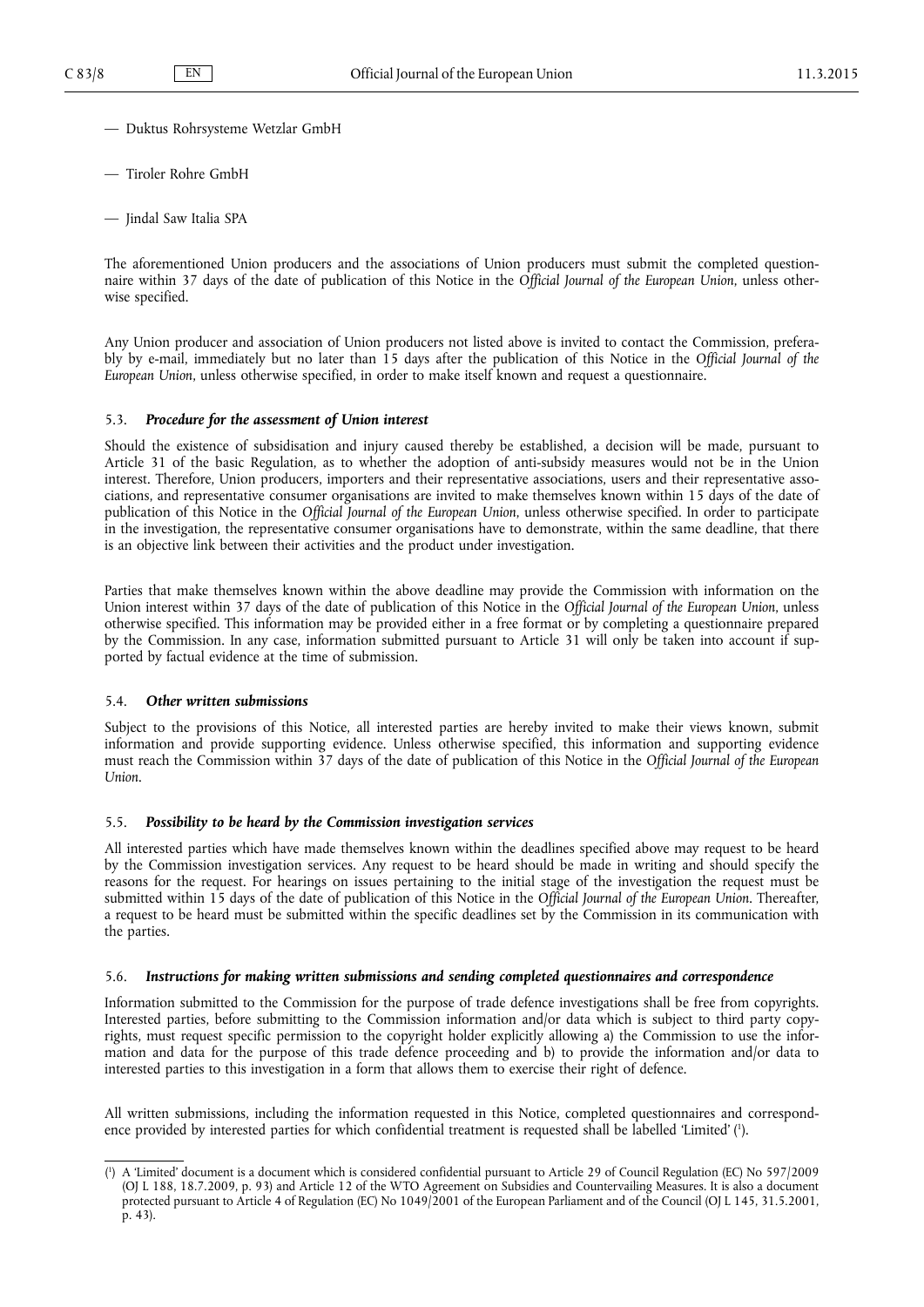— Duktus Rohrsysteme Wetzlar GmbH

— Tiroler Rohre GmbH

— Jindal Saw Italia SPA

The aforementioned Union producers and the associations of Union producers must submit the completed questionnaire within 37 days of the date of publication of this Notice in the *Official Journal of the European Union*, unless otherwise specified.

Any Union producer and association of Union producers not listed above is invited to contact the Commission, preferably by e-mail, immediately but no later than 15 days after the publication of this Notice in the *Official Journal of the European Union*, unless otherwise specified, in order to make itself known and request a questionnaire.

### 5.3. *Procedure for the assessment of Union interest*

Should the existence of subsidisation and injury caused thereby be established, a decision will be made, pursuant to Article 31 of the basic Regulation, as to whether the adoption of anti-subsidy measures would not be in the Union interest. Therefore, Union producers, importers and their representative associations, users and their representative associations, and representative consumer organisations are invited to make themselves known within 15 days of the date of publication of this Notice in the *Official Journal of the European Union*, unless otherwise specified. In order to participate in the investigation, the representative consumer organisations have to demonstrate, within the same deadline, that there is an objective link between their activities and the product under investigation.

Parties that make themselves known within the above deadline may provide the Commission with information on the Union interest within 37 days of the date of publication of this Notice in the *Official Journal of the European Union*, unless otherwise specified. This information may be provided either in a free format or by completing a questionnaire prepared by the Commission. In any case, information submitted pursuant to Article 31 will only be taken into account if supported by factual evidence at the time of submission.

### 5.4. *Other written submissions*

Subject to the provisions of this Notice, all interested parties are hereby invited to make their views known, submit information and provide supporting evidence. Unless otherwise specified, this information and supporting evidence must reach the Commission within 37 days of the date of publication of this Notice in the *Official Journal of the European Union*.

### 5.5. *Possibility to be heard by the Commission investigation services*

All interested parties which have made themselves known within the deadlines specified above may request to be heard by the Commission investigation services. Any request to be heard should be made in writing and should specify the reasons for the request. For hearings on issues pertaining to the initial stage of the investigation the request must be submitted within 15 days of the date of publication of this Notice in the *Official Journal of the European Union*. Thereafter, a request to be heard must be submitted within the specific deadlines set by the Commission in its communication with the parties.

### 5.6. *Instructions for making written submissions and sending completed questionnaires and correspondence*

Information submitted to the Commission for the purpose of trade defence investigations shall be free from copyrights. Interested parties, before submitting to the Commission information and/or data which is subject to third party copyrights, must request specific permission to the copyright holder explicitly allowing a) the Commission to use the information and data for the purpose of this trade defence proceeding and b) to provide the information and/or data to interested parties to this investigation in a form that allows them to exercise their right of defence.

All written submissions, including the information requested in this Notice, completed questionnaires and correspondence provided by interested parties for which confidential treatment is requested shall be labelled 'Limited' [1].

---

[1] A 'Limited' document is a document which is considered confidential pursuant to Article 29 of Council Regulation (EC) No 597/2009 (OJ L 188, 18.7.2009, p. 93) and Article 12 of the WTO Agreement on Subsidies and Countervailing Measures. It is also a document protected pursuant to Article 4 of Regulation (EC) No 1049/2001 of the European Parliament and of the Council (OJ L 145, 31.5.2001, p. 43).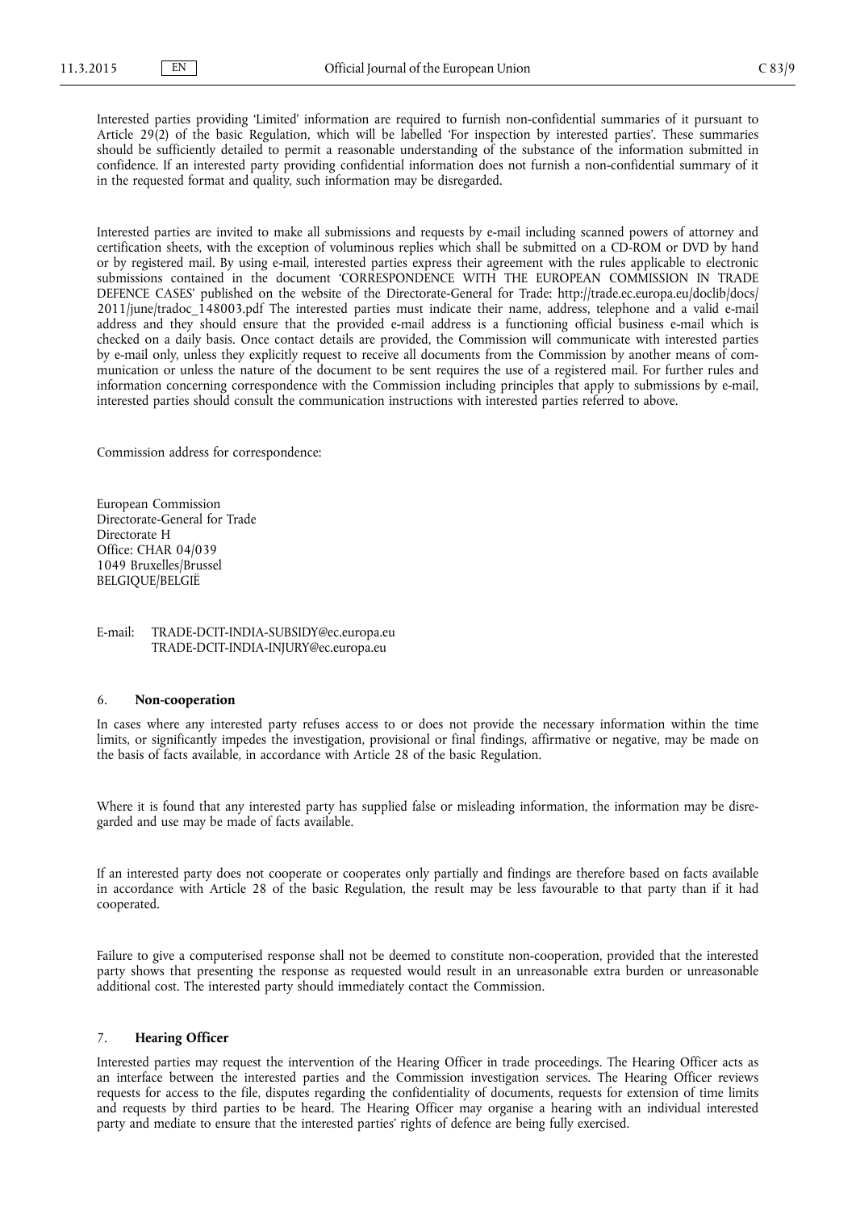Interested parties providing 'Limited' information are required to furnish non-confidential summaries of it pursuant to Article 29(2) of the basic Regulation, which will be labelled 'For inspection by interested parties'. These summaries should be sufficiently detailed to permit a reasonable understanding of the substance of the information submitted in confidence. If an interested party providing confidential information does not furnish a non-confidential summary of it in the requested format and quality, such information may be disregarded.

Interested parties are invited to make all submissions and requests by e-mail including scanned powers of attorney and certification sheets, with the exception of voluminous replies which shall be submitted on a CD-ROM or DVD by hand or by registered mail. By using e-mail, interested parties express their agreement with the rules applicable to electronic submissions contained in the document 'CORRESPONDENCE WITH THE EUROPEAN COMMISSION IN TRADE DEFENCE CASES' published on the website of the Directorate-General for Trade: http://trade.ec.europa.eu/doclib/docs/2011/june/tradoc_148003.pdf The interested parties must indicate their name, address, telephone and a valid e-mail address and they should ensure that the provided e-mail address is a functioning official business e-mail which is checked on a daily basis. Once contact details are provided, the Commission will communicate with interested parties by e-mail only, unless they explicitly request to receive all documents from the Commission by another means of communication or unless the nature of the document to be sent requires the use of a registered mail. For further rules and information concerning correspondence with the Commission including principles that apply to submissions by e-mail, interested parties should consult the communication instructions with interested parties referred to above.

Commission address for correspondence:

European Commission
Directorate-General for Trade
Directorate H
Office: CHAR 04/039
1049 Bruxelles/Brussel
BELGIQUE/BELGIË

E-mail: TRADE-DCIT-INDIA-SUBSIDY@ec.europa.eu
TRADE-DCIT-INDIA-INJURY@ec.europa.eu

## 6. **Non-cooperation**

In cases where any interested party refuses access to or does not provide the necessary information within the time limits, or significantly impedes the investigation, provisional or final findings, affirmative or negative, may be made on the basis of facts available, in accordance with Article 28 of the basic Regulation.

Where it is found that any interested party has supplied false or misleading information, the information may be disregarded and use may be made of facts available.

If an interested party does not cooperate or cooperates only partially and findings are therefore based on facts available in accordance with Article 28 of the basic Regulation, the result may be less favourable to that party than if it had cooperated.

Failure to give a computerised response shall not be deemed to constitute non-cooperation, provided that the interested party shows that presenting the response as requested would result in an unreasonable extra burden or unreasonable additional cost. The interested party should immediately contact the Commission.

## 7. **Hearing Officer**

Interested parties may request the intervention of the Hearing Officer in trade proceedings. The Hearing Officer acts as an interface between the interested parties and the Commission investigation services. The Hearing Officer reviews requests for access to the file, disputes regarding the confidentiality of documents, requests for extension of time limits and requests by third parties to be heard. The Hearing Officer may organise a hearing with an individual interested party and mediate to ensure that the interested parties' rights of defence are being fully exercised.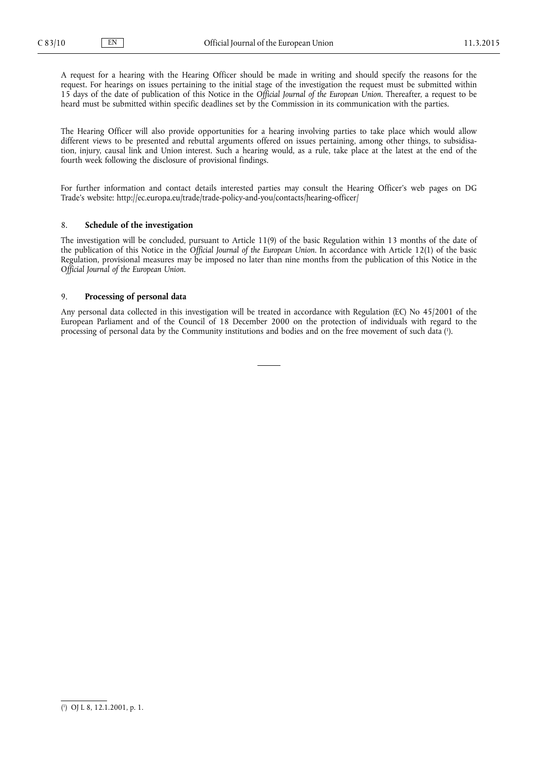A request for a hearing with the Hearing Officer should be made in writing and should specify the reasons for the request. For hearings on issues pertaining to the initial stage of the investigation the request must be submitted within 15 days of the date of publication of this Notice in the *Official Journal of the European Union*. Thereafter, a request to be heard must be submitted within specific deadlines set by the Commission in its communication with the parties.

The Hearing Officer will also provide opportunities for a hearing involving parties to take place which would allow different views to be presented and rebuttal arguments offered on issues pertaining, among other things, to subsidisation, injury, causal link and Union interest. Such a hearing would, as a rule, take place at the latest at the end of the fourth week following the disclosure of provisional findings.

For further information and contact details interested parties may consult the Hearing Officer's web pages on DG Trade's website: http://ec.europa.eu/trade/trade-policy-and-you/contacts/hearing-officer/

## 8. **Schedule of the investigation**

The investigation will be concluded, pursuant to Article 11(9) of the basic Regulation within 13 months of the date of the publication of this Notice in the *Official Journal of the European Union*. In accordance with Article 12(1) of the basic Regulation, provisional measures may be imposed no later than nine months from the publication of this Notice in the *Official Journal of the European Union*.

## 9. **Processing of personal data**

Any personal data collected in this investigation will be treated in accordance with Regulation (EC) No 45/2001 of the European Parliament and of the Council of 18 December 2000 on the protection of individuals with regard to the processing of personal data by the Community institutions and bodies and on the free movement of such data [1].

---

[1] OJ L 8, 12.1.2001, p. 1.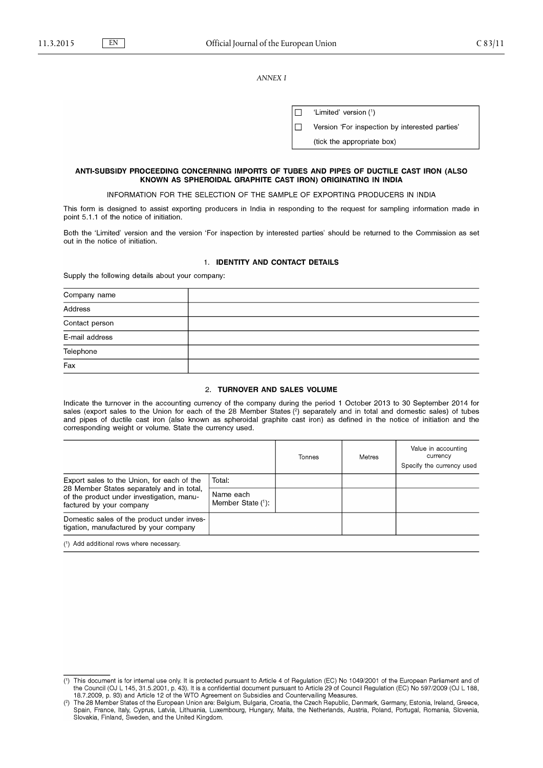*ANNEX I*

| | |
|---|---|
| ☐ | 'Limited' version [1] |
| ☐ | Version 'For inspection by interested parties' |
| | (tick the appropriate box) |

**ANTI-SUBSIDY PROCEEDING CONCERNING IMPORTS OF TUBES AND PIPES OF DUCTILE CAST IRON (ALSO KNOWN AS SPHEROIDAL GRAPHITE CAST IRON) ORIGINATING IN INDIA**

INFORMATION FOR THE SELECTION OF THE SAMPLE OF EXPORTING PRODUCERS IN INDIA

This form is designed to assist exporting producers in India in responding to the request for sampling information made in point 5.1.1 of the notice of initiation.

Both the 'Limited' version and the version 'For inspection by interested parties' should be returned to the Commission as set out in the notice of initiation.

## 1. IDENTITY AND CONTACT DETAILS

Supply the following details about your company:

| | |
|---|---|
| Company name | |
| Address | |
| Contact person | |
| E-mail address | |
| Telephone | |
| Fax | |

## 2. TURNOVER AND SALES VOLUME

Indicate the turnover in the accounting currency of the company during the period 1 October 2013 to 30 September 2014 for sales (export sales to the Union for each of the 28 Member States [2] separately and in total and domestic sales) of tubes and pipes of ductile cast iron (also known as spheroidal graphite cast iron) as defined in the notice of initiation and the corresponding weight or volume. State the currency used.

| | | Tonnes | Metres | Value in accounting currency<br>Specify the currency used |
|---|---|---|---|---|
| Export sales to the Union, for each of the 28 Member States separately and in total, of the product under investigation, manufactured by your company | Total: | | | |
| | Name each Member State [1]: | | | |
| Domestic sales of the product under investigation, manufactured by your company | | | | |

[1] Add additional rows where necessary.

---

[1] This document is for internal use only. It is protected pursuant to Article 4 of Regulation (EC) No 1049/2001 of the European Parliament and of the Council (OJ L 145, 31.5.2001, p. 43). It is a confidential document pursuant to Article 29 of Council Regulation (EC) No 597/2009 (OJ L 188, 18.7.2009, p. 93) and Article 12 of the WTO Agreement on Subsidies and Countervailing Measures.

[2] The 28 Member States of the European Union are: Belgium, Bulgaria, Croatia, the Czech Republic, Denmark, Germany, Estonia, Ireland, Greece, Spain, France, Italy, Cyprus, Latvia, Lithuania, Luxembourg, Hungary, Malta, the Netherlands, Austria, Poland, Portugal, Romania, Slovenia, Slovakia, Finland, Sweden, and the United Kingdom.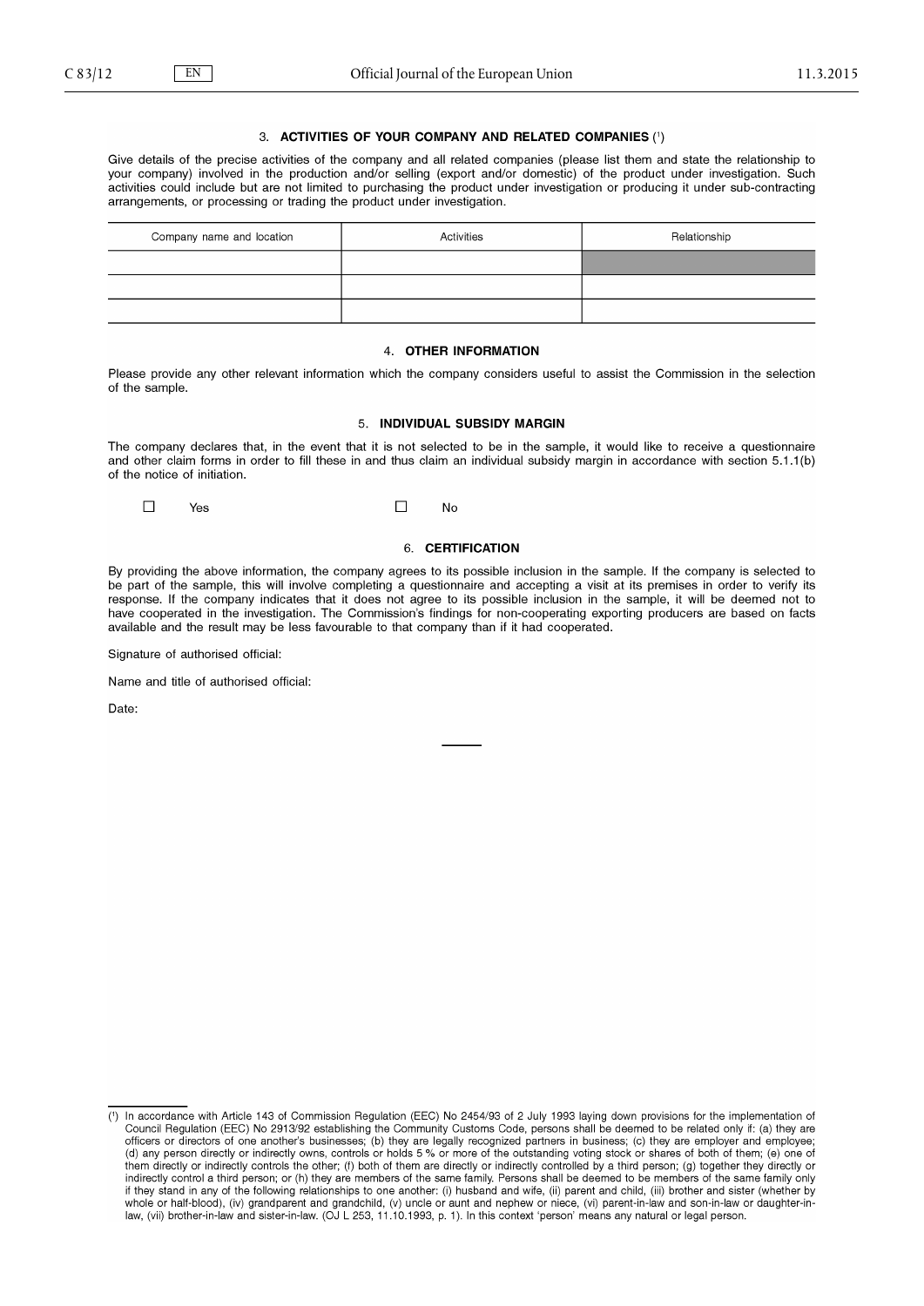### 3. ACTIVITIES OF YOUR COMPANY AND RELATED COMPANIES [1]

Give details of the precise activities of the company and all related companies (please list them and state the relationship to your company) involved in the production and/or selling (export and/or domestic) of the product under investigation. Such activities could include but are not limited to purchasing the product under investigation or producing it under sub-contracting arrangements, or processing or trading the product under investigation.

| Company name and location | Activities | Relationship |
|---|---|---|
| | | |
| | | |
| | | |

### 4. OTHER INFORMATION

Please provide any other relevant information which the company considers useful to assist the Commission in the selection of the sample.

### 5. INDIVIDUAL SUBSIDY MARGIN

The company declares that, in the event that it is not selected to be in the sample, it would like to receive a questionnaire and other claim forms in order to fill these in and thus claim an individual subsidy margin in accordance with section 5.1.1(b) of the notice of initiation.

☐ Yes ☐ No

### 6. CERTIFICATION

By providing the above information, the company agrees to its possible inclusion in the sample. If the company is selected to be part of the sample, this will involve completing a questionnaire and accepting a visit at its premises in order to verify its response. If the company indicates that it does not agree to its possible inclusion in the sample, it will be deemed not to have cooperated in the investigation. The Commission's findings for non-cooperating exporting producers are based on facts available and the result may be less favourable to that company than if it had cooperated.

Signature of authorised official:

Name and title of authorised official:

Date:

---

[1] In accordance with Article 143 of Commission Regulation (EEC) No 2454/93 of 2 July 1993 laying down provisions for the implementation of Council Regulation (EEC) No 2913/92 establishing the Community Customs Code, persons shall be deemed to be related only if: (a) they are officers or directors of one another's businesses; (b) they are legally recognized partners in business; (c) they are employer and employee; (d) any person directly or indirectly owns, controls or holds 5 % or more of the outstanding voting stock or shares of both of them; (e) one of them directly or indirectly controls the other; (f) both of them are directly or indirectly controlled by a third person; (g) together they directly or indirectly control a third person; or (h) they are members of the same family. Persons shall be deemed to be members of the same family only if they stand in any of the following relationships to one another: (i) husband and wife, (ii) parent and child, (iii) brother and sister (whether by whole or half-blood), (iv) grandparent and grandchild, (v) uncle or aunt and nephew or niece, (vi) parent-in-law and son-in-law or daughter-in-law, (vii) brother-in-law and sister-in-law. (OJ L 253, 11.10.1993, p. 1). In this context 'person' means any natural or legal person.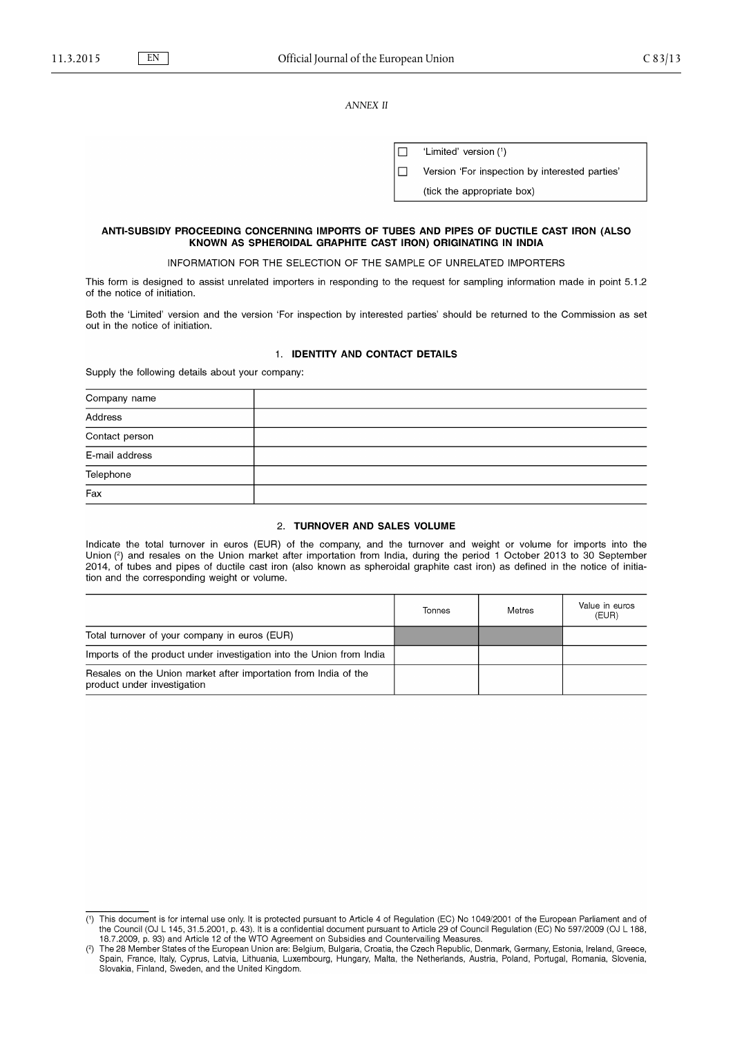*ANNEX II*

| | |
|---|---|
| ☐ | 'Limited' version [1] |
| ☐ | Version 'For inspection by interested parties' |
| | (tick the appropriate box) |

**ANTI-SUBSIDY PROCEEDING CONCERNING IMPORTS OF TUBES AND PIPES OF DUCTILE CAST IRON (ALSO KNOWN AS SPHEROIDAL GRAPHITE CAST IRON) ORIGINATING IN INDIA**

INFORMATION FOR THE SELECTION OF THE SAMPLE OF UNRELATED IMPORTERS

This form is designed to assist unrelated importers in responding to the request for sampling information made in point 5.1.2 of the notice of initiation.

Both the 'Limited' version and the version 'For inspection by interested parties' should be returned to the Commission as set out in the notice of initiation.

## 1. IDENTITY AND CONTACT DETAILS

Supply the following details about your company:

| | |
|---|---|
| Company name | |
| Address | |
| Contact person | |
| E-mail address | |
| Telephone | |
| Fax | |

## 2. TURNOVER AND SALES VOLUME

Indicate the total turnover in euros (EUR) of the company, and the turnover and weight or volume for imports into the Union [2] and resales on the Union market after importation from India, during the period 1 October 2013 to 30 September 2014, of tubes and pipes of ductile cast iron (also known as spheroidal graphite cast iron) as defined in the notice of initiation and the corresponding weight or volume.

| | Tonnes | Metres | Value in euros (EUR) |
|---|---|---|---|
| Total turnover of your company in euros (EUR) | | | |
| Imports of the product under investigation into the Union from India | | | |
| Resales on the Union market after importation from India of the product under investigation | | | |

---

[1] This document is for internal use only. It is protected pursuant to Article 4 of Regulation (EC) No 1049/2001 of the European Parliament and of the Council (OJ L 145, 31.5.2001, p. 43). It is a confidential document pursuant to Article 29 of Council Regulation (EC) No 597/2009 (OJ L 188, 18.7.2009, p. 93) and Article 12 of the WTO Agreement on Subsidies and Countervailing Measures.

[2] The 28 Member States of the European Union are: Belgium, Bulgaria, Croatia, the Czech Republic, Denmark, Germany, Estonia, Ireland, Greece, Spain, France, Italy, Cyprus, Latvia, Lithuania, Luxembourg, Hungary, Malta, the Netherlands, Austria, Poland, Portugal, Romania, Slovenia, Slovakia, Finland, Sweden, and the United Kingdom.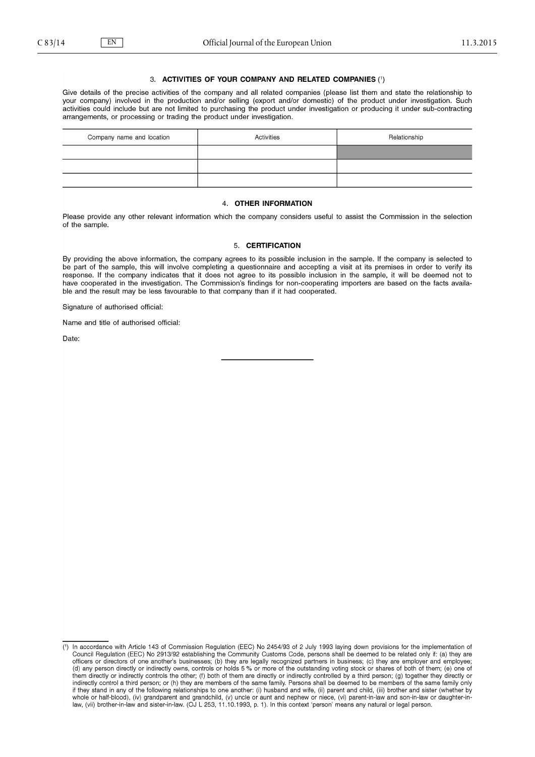### 3. **ACTIVITIES OF YOUR COMPANY AND RELATED COMPANIES** [1]

Give details of the precise activities of the company and all related companies (please list them and state the relationship to your company) involved in the production and/or selling (export and/or domestic) of the product under investigation. Such activities could include but are not limited to purchasing the product under investigation or producing it under sub-contracting arrangements, or processing or trading the product under investigation.

| Company name and location | Activities | Relationship |
|---|---|---|
| | | |
| | | |
| | | |

### 4. **OTHER INFORMATION**

Please provide any other relevant information which the company considers useful to assist the Commission in the selection of the sample.

### 5. **CERTIFICATION**

By providing the above information, the company agrees to its possible inclusion in the sample. If the company is selected to be part of the sample, this will involve completing a questionnaire and accepting a visit at its premises in order to verify its response. If the company indicates that it does not agree to its possible inclusion in the sample, it will be deemed not to have cooperated in the investigation. The Commission's findings for non-cooperating importers are based on the facts available and the result may be less favourable to that company than if it had cooperated.

Signature of authorised official:

Name and title of authorised official:

Date:

---

[1] In accordance with Article 143 of Commission Regulation (EEC) No 2454/93 of 2 July 1993 laying down provisions for the implementation of Council Regulation (EEC) No 2913/92 establishing the Community Customs Code, persons shall be deemed to be related only if: (a) they are officers or directors of one another's businesses; (b) they are legally recognized partners in business; (c) they are employer and employee; (d) any person directly or indirectly owns, controls or holds 5 % or more of the outstanding voting stock or shares of both of them; (e) one of them directly or indirectly controls the other; (f) both of them are directly or indirectly controlled by a third person; (g) together they directly or indirectly control a third person; or (h) they are members of the same family. Persons shall be deemed to be members of the same family only if they stand in any of the following relationships to one another: (i) husband and wife, (ii) parent and child, (iii) brother and sister (whether by whole or half-blood), (iv) grandparent and grandchild, (v) uncle or aunt and nephew or niece, (vi) parent-in-law and son-in-law or daughter-in-law, (vii) brother-in-law and sister-in-law. (OJ L 253, 11.10.1993, p. 1). In this context 'person' means any natural or legal person.